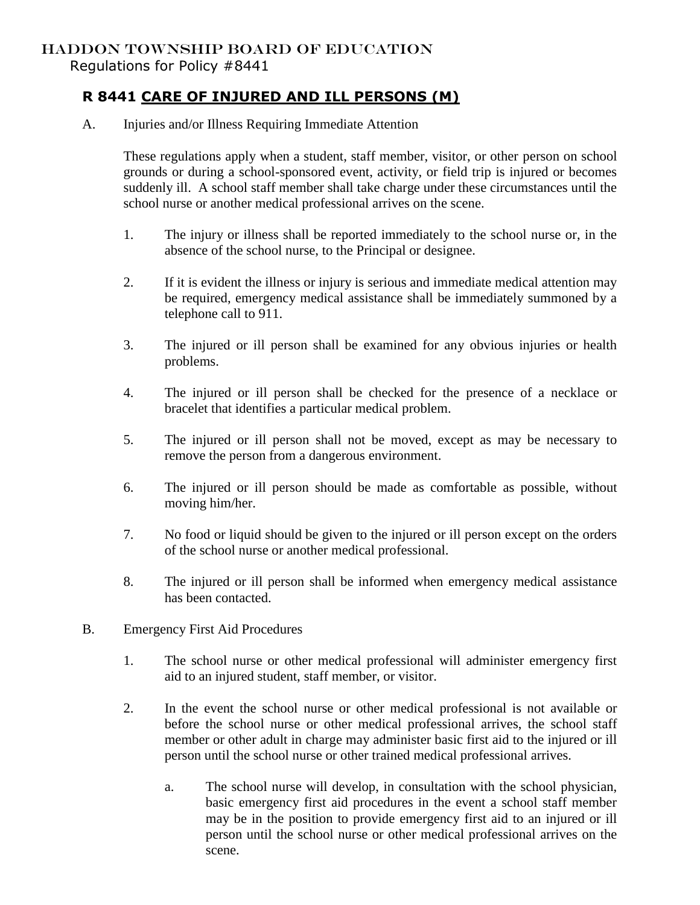HADDON TOWNSHIP BOARD OF EDUCATION

Regulations for Policy #8441

# R 8441 CARE OF INJURED AND ILL PERSONS (M)

A. Injuries and/or Illness Requiring Immediate Attention

These regulations apply when a student, staff member, visitor, or other person on school grounds or during a school-sponsored event, activity, or field trip is injured or becomes suddenly ill. A school staff member shall take charge under these circumstances until the school nurse or another medical professional arrives on the scene.

1. The injury or illness shall be reported immediately to the school nurse or, in the absence of the school nurse, to the Principal or designee.

2. If it is evident the illness or injury is serious and immediate medical attention may be required, emergency medical assistance shall be immediately summoned by a telephone call to 911.

3. The injured or ill person shall be examined for any obvious injuries or health problems.

4. The injured or ill person shall be checked for the presence of a necklace or bracelet that identifies a particular medical problem.

5. The injured or ill person shall not be moved, except as may be necessary to remove the person from a dangerous environment.

6. The injured or ill person should be made as comfortable as possible, without moving him/her.

7. No food or liquid should be given to the injured or ill person except on the orders of the school nurse or another medical professional.

8. The injured or ill person shall be informed when emergency medical assistance has been contacted.

B. Emergency First Aid Procedures

1. The school nurse or other medical professional will administer emergency first aid to an injured student, staff member, or visitor.

2. In the event the school nurse or other medical professional is not available or before the school nurse or other medical professional arrives, the school staff member or other adult in charge may administer basic first aid to the injured or ill person until the school nurse or other trained medical professional arrives.

   a. The school nurse will develop, in consultation with the school physician, basic emergency first aid procedures in the event a school staff member may be in the position to provide emergency first aid to an injured or ill person until the school nurse or other medical professional arrives on the scene.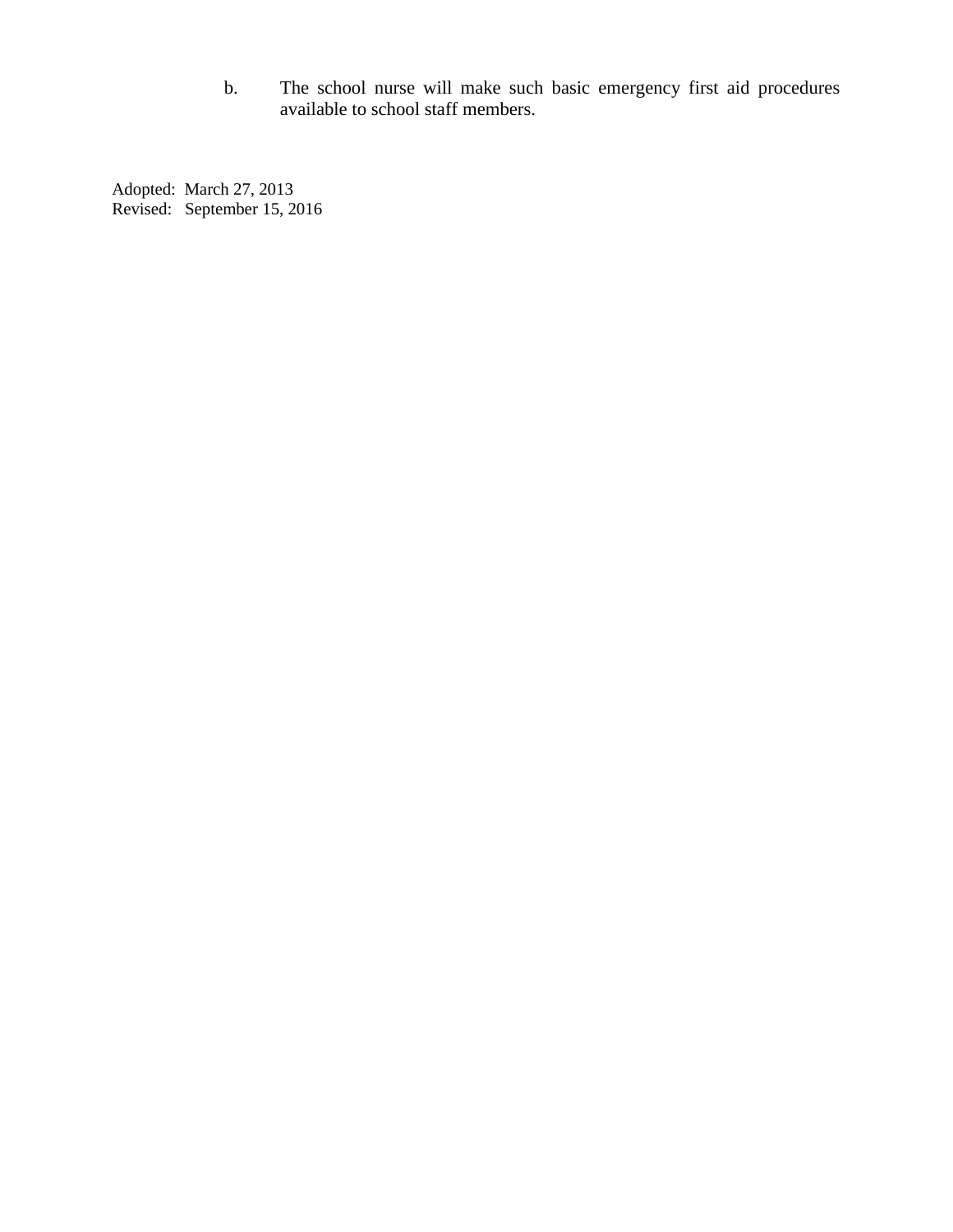b. The school nurse will make such basic emergency first aid procedures available to school staff members.

Adopted: March 27, 2013
Revised: September 15, 2016